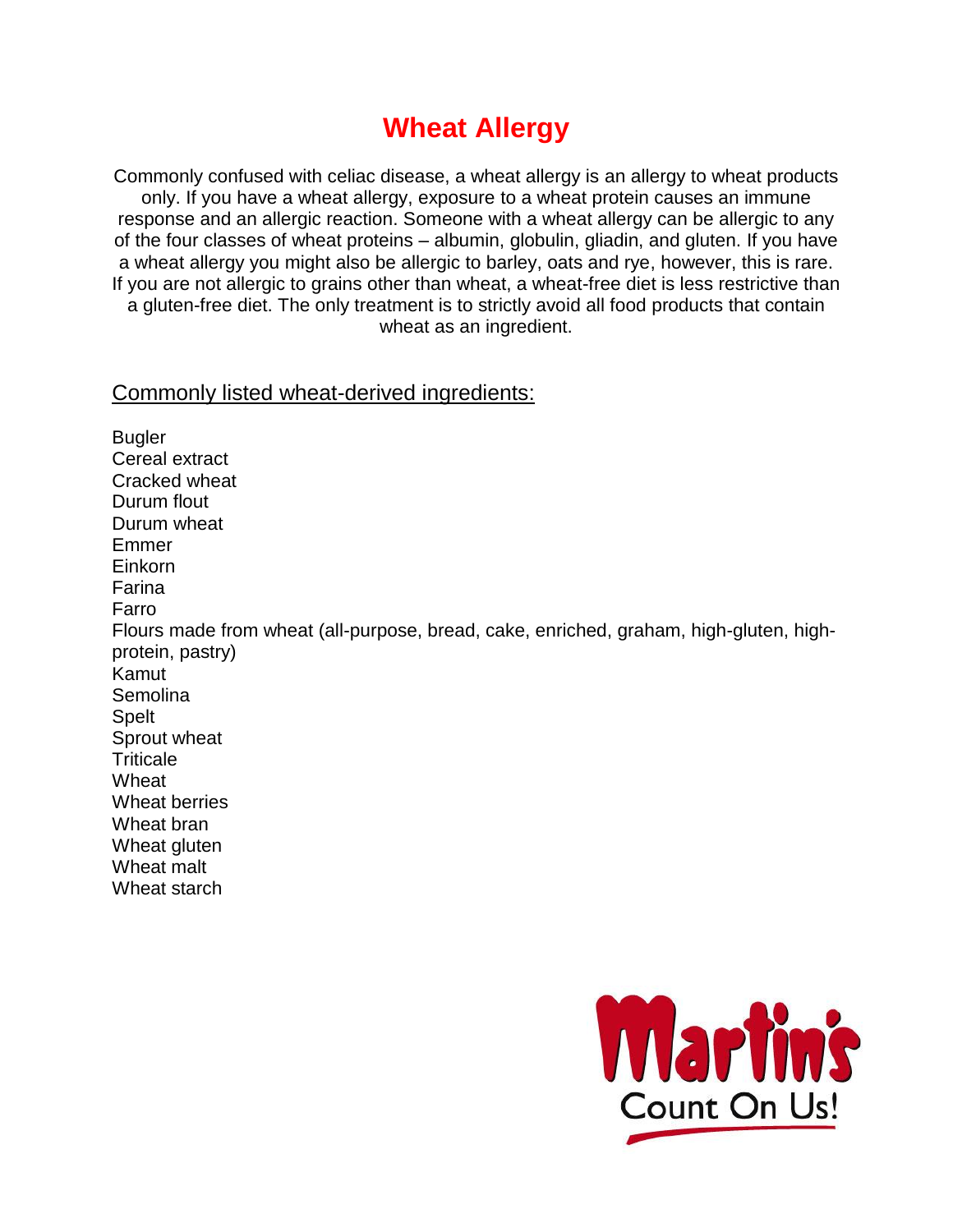# Wheat Allergy

Commonly confused with celiac disease, a wheat allergy is an allergy to wheat products only. If you have a wheat allergy, exposure to a wheat protein causes an immune response and an allergic reaction. Someone with a wheat allergy can be allergic to any of the four classes of wheat proteins – albumin, globulin, gliadin, and gluten. If you have a wheat allergy you might also be allergic to barley, oats and rye, however, this is rare. If you are not allergic to grains other than wheat, a wheat-free diet is less restrictive than a gluten-free diet. The only treatment is to strictly avoid all food products that contain wheat as an ingredient.

## Commonly listed wheat-derived ingredients:

Bugler
Cereal extract
Cracked wheat
Durum flout
Durum wheat
Emmer
Einkorn
Farina
Farro
Flours made from wheat (all-purpose, bread, cake, enriched, graham, high-gluten, high-protein, pastry)
Kamut
Semolina
Spelt
Sprout wheat
Triticale
Wheat
Wheat berries
Wheat bran
Wheat gluten
Wheat malt
Wheat starch

Martin's
Count On Us!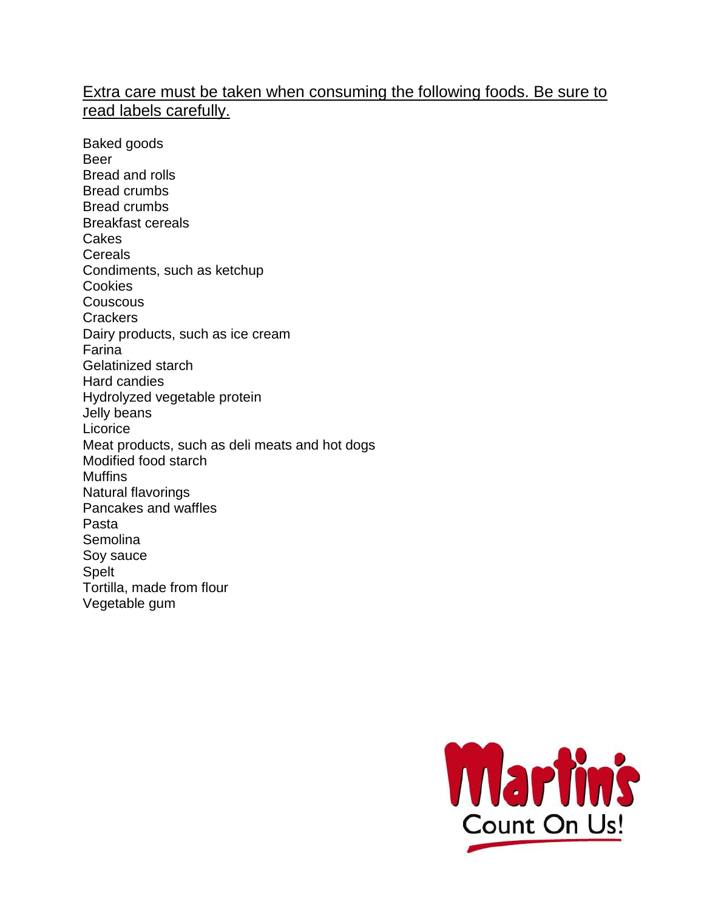<u>Extra care must be taken when consuming the following foods. Be sure to read labels carefully.</u>

Baked goods
Beer
Bread and rolls
Bread crumbs
Bread crumbs
Breakfast cereals
Cakes
Cereals
Condiments, such as ketchup
Cookies
Couscous
Crackers
Dairy products, such as ice cream
Farina
Gelatinized starch
Hard candies
Hydrolyzed vegetable protein
Jelly beans
Licorice
Meat products, such as deli meats and hot dogs
Modified food starch
Muffins
Natural flavorings
Pancakes and waffles
Pasta
Semolina
Soy sauce
Spelt
Tortilla, made from flour
Vegetable gum

Martin's
Count On Us!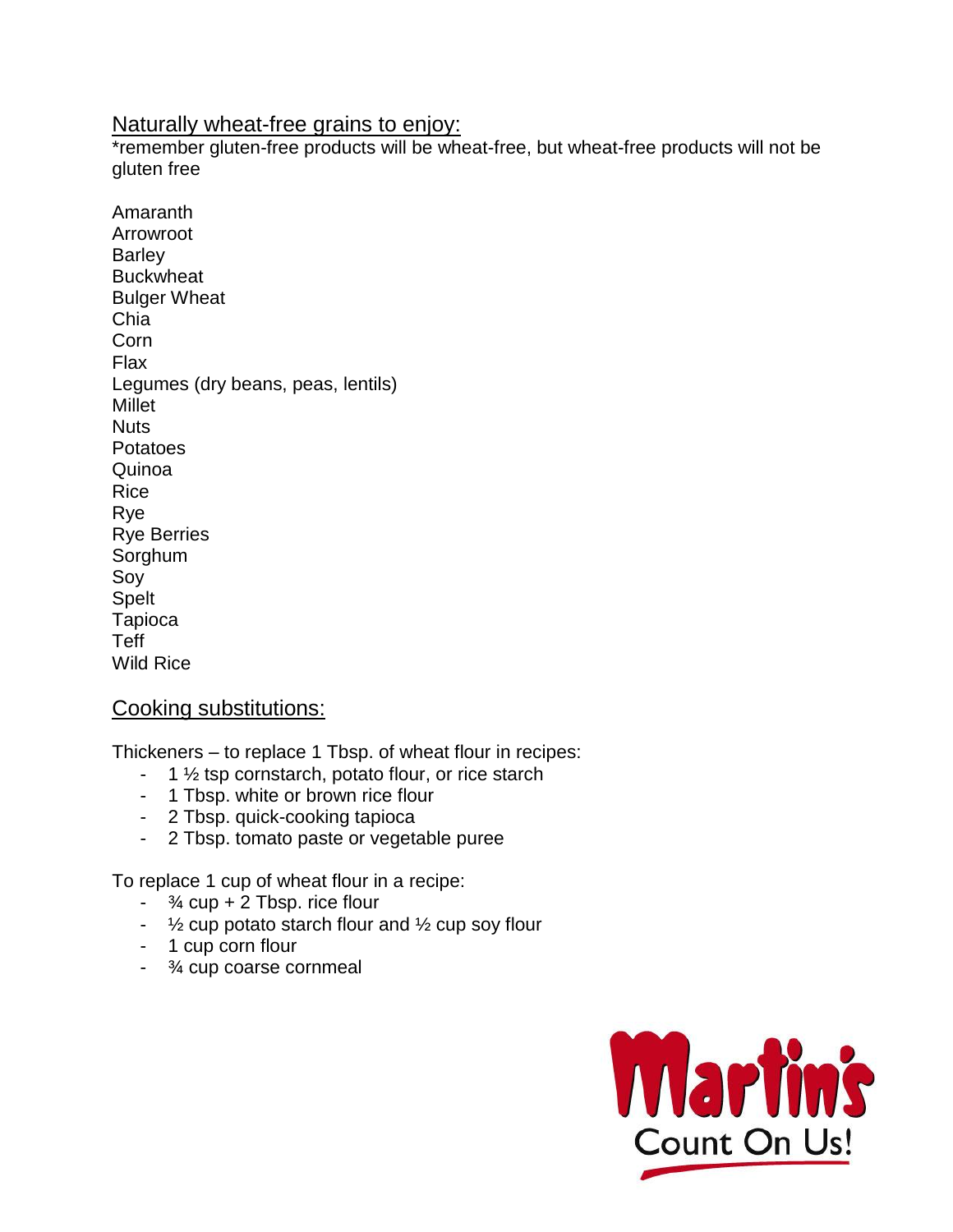## Naturally wheat-free grains to enjoy:

*remember gluten-free products will be wheat-free, but wheat-free products will not be gluten free

Amaranth
Arrowroot
Barley
Buckwheat
Bulger Wheat
Chia
Corn
Flax
Legumes (dry beans, peas, lentils)
Millet
Nuts
Potatoes
Quinoa
Rice
Rye
Rye Berries
Sorghum
Soy
Spelt
Tapioca
Teff
Wild Rice

## Cooking substitutions:

Thickeners – to replace 1 Tbsp. of wheat flour in recipes:

- 1 ½ tsp cornstarch, potato flour, or rice starch
- 1 Tbsp. white or brown rice flour
- 2 Tbsp. quick-cooking tapioca
- 2 Tbsp. tomato paste or vegetable puree

To replace 1 cup of wheat flour in a recipe:

- ¾ cup + 2 Tbsp. rice flour
- ½ cup potato starch flour and ½ cup soy flour
- 1 cup corn flour
- ¾ cup coarse cornmeal

Martin's
Count On Us!